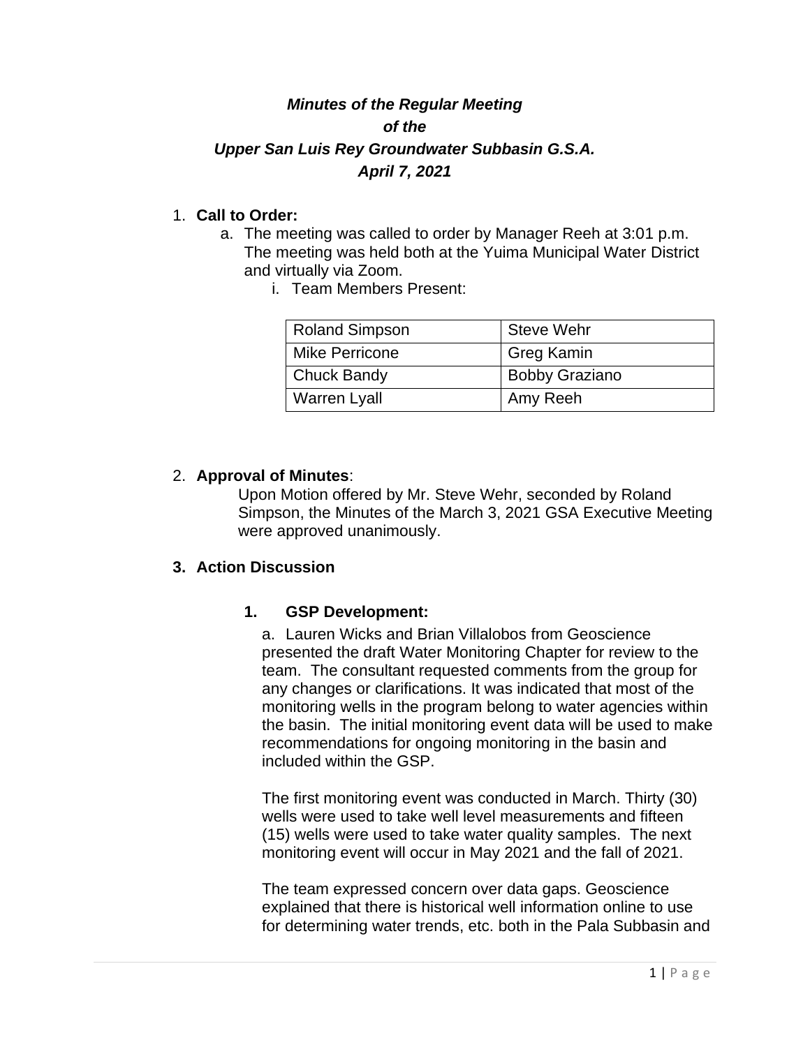# *Minutes of the Regular Meeting of the Upper San Luis Rey Groundwater Subbasin G.S.A.*
## *April 7, 2021*

1. **Call to Order:**
   a. The meeting was called to order by Manager Reeh at 3:01 p.m. The meeting was held both at the Yuima Municipal Water District and virtually via Zoom.
      i. Team Members Present:

| Roland Simpson | Steve Wehr |
|---|---|
| Mike Perricone | Greg Kamin |
| Chuck Bandy | Bobby Graziano |
| Warren Lyall | Amy Reeh |

2. **Approval of Minutes**:
   Upon Motion offered by Mr. Steve Wehr, seconded by Roland Simpson, the Minutes of the March 3, 2021 GSA Executive Meeting were approved unanimously.

3. **Action Discussion**

   1. **GSP Development:**

      a. Lauren Wicks and Brian Villalobos from Geoscience presented the draft Water Monitoring Chapter for review to the team. The consultant requested comments from the group for any changes or clarifications. It was indicated that most of the monitoring wells in the program belong to water agencies within the basin. The initial monitoring event data will be used to make recommendations for ongoing monitoring in the basin and included within the GSP.

      The first monitoring event was conducted in March. Thirty (30) wells were used to take well level measurements and fifteen (15) wells were used to take water quality samples. The next monitoring event will occur in May 2021 and the fall of 2021.

      The team expressed concern over data gaps. Geoscience explained that there is historical well information online to use for determining water trends, etc. both in the Pala Subbasin and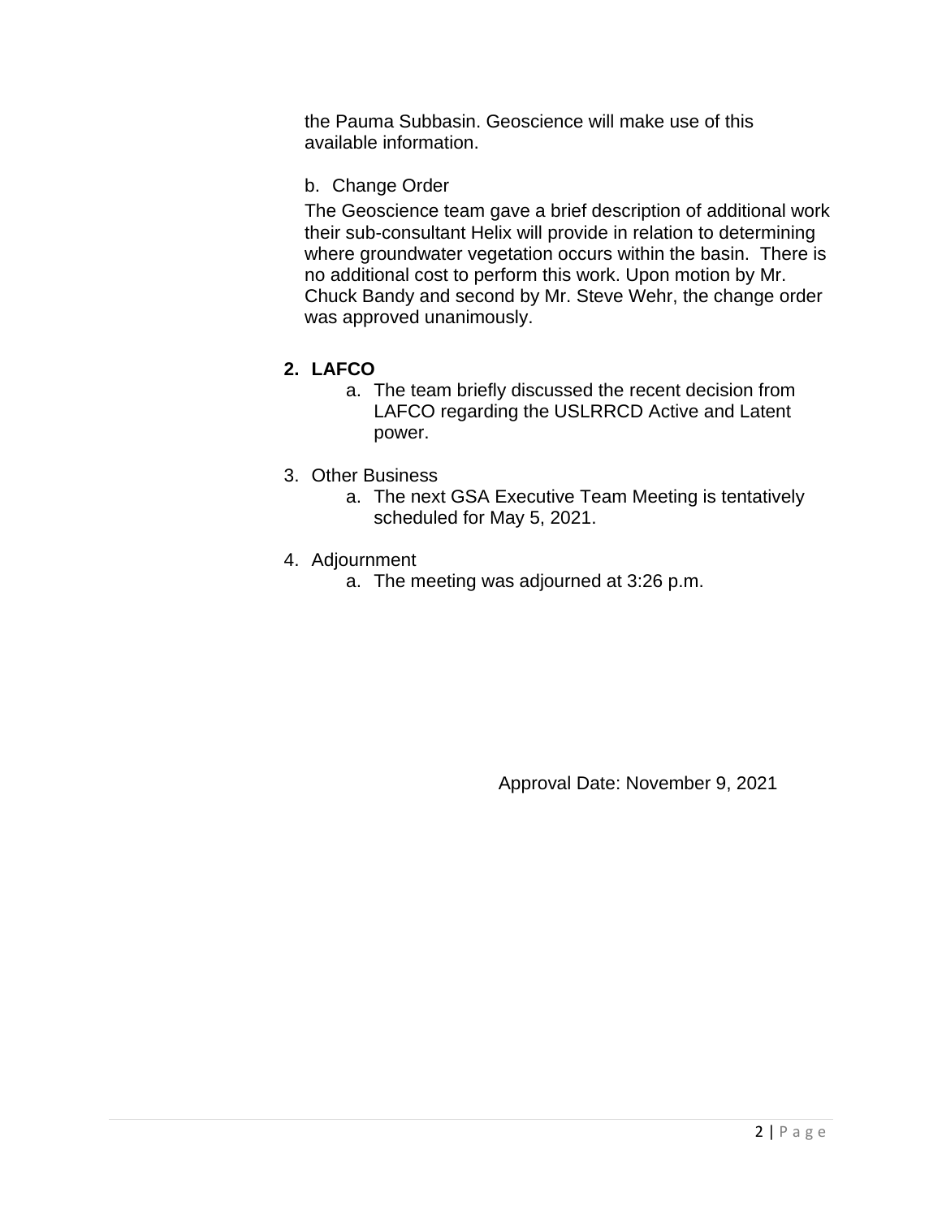the Pauma Subbasin. Geoscience will make use of this available information.

b. Change Order

The Geoscience team gave a brief description of additional work their sub-consultant Helix will provide in relation to determining where groundwater vegetation occurs within the basin. There is no additional cost to perform this work. Upon motion by Mr. Chuck Bandy and second by Mr. Steve Wehr, the change order was approved unanimously.

**2. LAFCO**

a. The team briefly discussed the recent decision from LAFCO regarding the USLRRCD Active and Latent power.

3. Other Business

a. The next GSA Executive Team Meeting is tentatively scheduled for May 5, 2021.

4. Adjournment

a. The meeting was adjourned at 3:26 p.m.

Approval Date: November 9, 2021